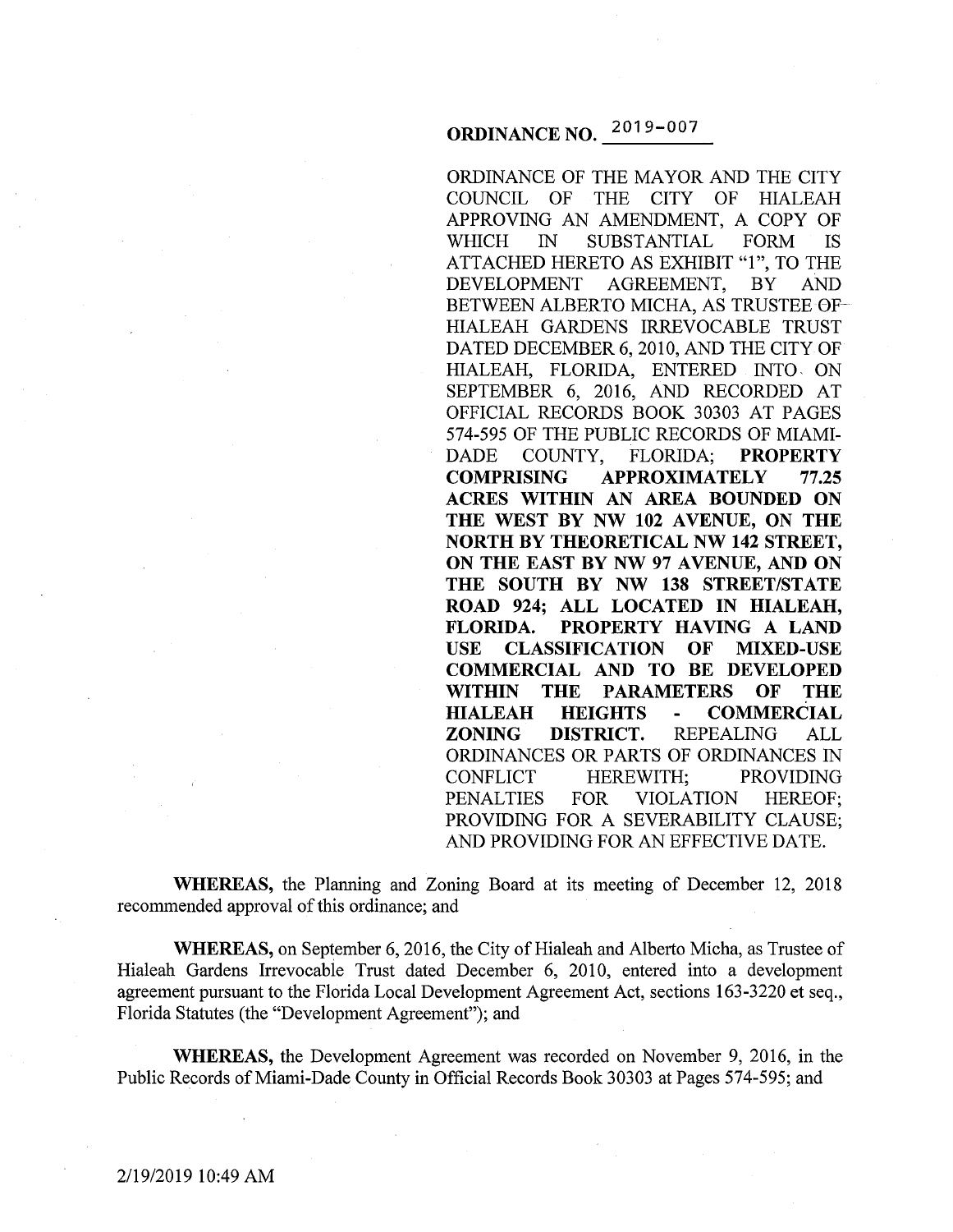# ORDINANCE NO. 2019-007

ORDINANCE OF THE MAYOR AND THE CITY COUNCIL OF THE CITY OF HIALEAH APPROVING AN AMENDMENT, A COPY OF WHICH IN SUBSTANTIAL FORM IS ATTACHED HERETO AS EXHIBIT "1", TO THE DEVELOPMENT AGREEMENT, BY AND BETWEEN ALBERTO MICHA, AS TRUSTEE OF HIALEAH GARDENS IRREVOCABLE TRUST DATED DECEMBER 6, 2010, AND THE CITY OF HIALEAH, FLORIDA, ENTERED INTO ON SEPTEMBER 6, 2016, AND RECORDED AT OFFICIAL RECORDS BOOK 30303 AT PAGES 574-595 OF THE PUBLIC RECORDS OF MIAMI-DADE COUNTY, FLORIDA; **PROPERTY COMPRISING APPROXIMATELY 77.25 ACRES WITHIN AN AREA BOUNDED ON THE WEST BY NW 102 AVENUE, ON THE NORTH BY THEORETICAL NW 142 STREET, ON THE EAST BY NW 97 AVENUE, AND ON THE SOUTH BY NW 138 STREET/STATE ROAD 924; ALL LOCATED IN HIALEAH, FLORIDA. PROPERTY HAVING A LAND USE CLASSIFICATION OF MIXED-USE COMMERCIAL AND TO BE DEVELOPED WITHIN THE PARAMETERS OF THE HIALEAH HEIGHTS - COMMERCIAL ZONING DISTRICT.** REPEALING ALL ORDINANCES OR PARTS OF ORDINANCES IN CONFLICT HEREWITH; PROVIDING PENALTIES FOR VIOLATION HEREOF; PROVIDING FOR A SEVERABILITY CLAUSE; AND PROVIDING FOR AN EFFECTIVE DATE.

**WHEREAS,** the Planning and Zoning Board at its meeting of December 12, 2018 recommended approval of this ordinance; and

**WHEREAS,** on September 6, 2016, the City of Hialeah and Alberto Micha, as Trustee of Hialeah Gardens Irrevocable Trust dated December 6, 2010, entered into a development agreement pursuant to the Florida Local Development Agreement Act, sections 163-3220 et seq., Florida Statutes (the "Development Agreement"); and

**WHEREAS,** the Development Agreement was recorded on November 9, 2016, in the Public Records of Miami-Dade County in Official Records Book 30303 at Pages 574-595; and

2/19/2019 10:49 AM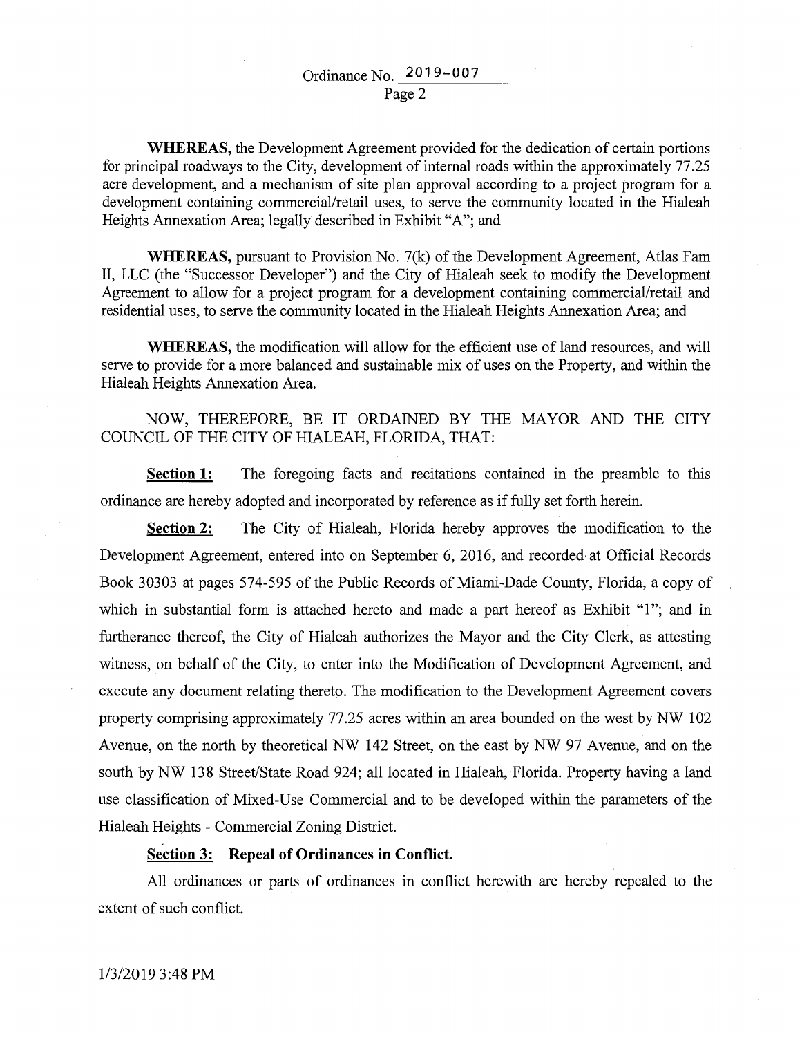**WHEREAS,** the Development Agreement provided for the dedication of certain portions for principal roadways to the City, development of internal roads within the approximately 77.25 acre development, and a mechanism of site plan approval according to a project program for a development containing commercial/retail uses, to serve the community located in the Hialeah Heights Annexation Area; legally described in Exhibit "A"; and

**WHEREAS,** pursuant to Provision No. 7(k) of the Development Agreement, Atlas Fam II, LLC (the "Successor Developer") and the City of Hialeah seek to modify the Development Agreement to allow for a project program for a development containing commercial/retail and residential uses, to serve the community located in the Hialeah Heights Annexation Area; and

**WHEREAS,** the modification will allow for the efficient use of land resources, and will serve to provide for a more balanced and sustainable mix of uses on the Property, and within the Hialeah Heights Annexation Area.

NOW, THEREFORE, BE IT ORDAINED BY THE MAYOR AND THE CITY COUNCIL OF THE CITY OF HIALEAH, FLORIDA, THAT:

**Section 1:** The foregoing facts and recitations contained in the preamble to this ordinance are hereby adopted and incorporated by reference as if fully set forth herein.

**Section 2:** The City of Hialeah, Florida hereby approves the modification to the Development Agreement, entered into on September 6, 2016, and recorded at Official Records Book 30303 at pages 574-595 of the Public Records of Miami-Dade County, Florida, a copy of which in substantial form is attached hereto and made a part hereof as Exhibit "1"; and in furtherance thereof, the City of Hialeah authorizes the Mayor and the City Clerk, as attesting witness, on behalf of the City, to enter into the Modification of Development Agreement, and execute any document relating thereto. The modification to the Development Agreement covers property comprising approximately 77.25 acres within an area bounded on the west by NW 102 Avenue, on the north by theoretical NW 142 Street, on the east by NW 97 Avenue, and on the south by NW 138 Street/State Road 924; all located in Hialeah, Florida. Property having a land use classification of Mixed-Use Commercial and to be developed within the parameters of the Hialeah Heights - Commercial Zoning District.

**Section 3: Repeal of Ordinances in Conflict.**

All ordinances or parts of ordinances in conflict herewith are hereby repealed to the extent of such conflict.

1/3/2019 3:48 PM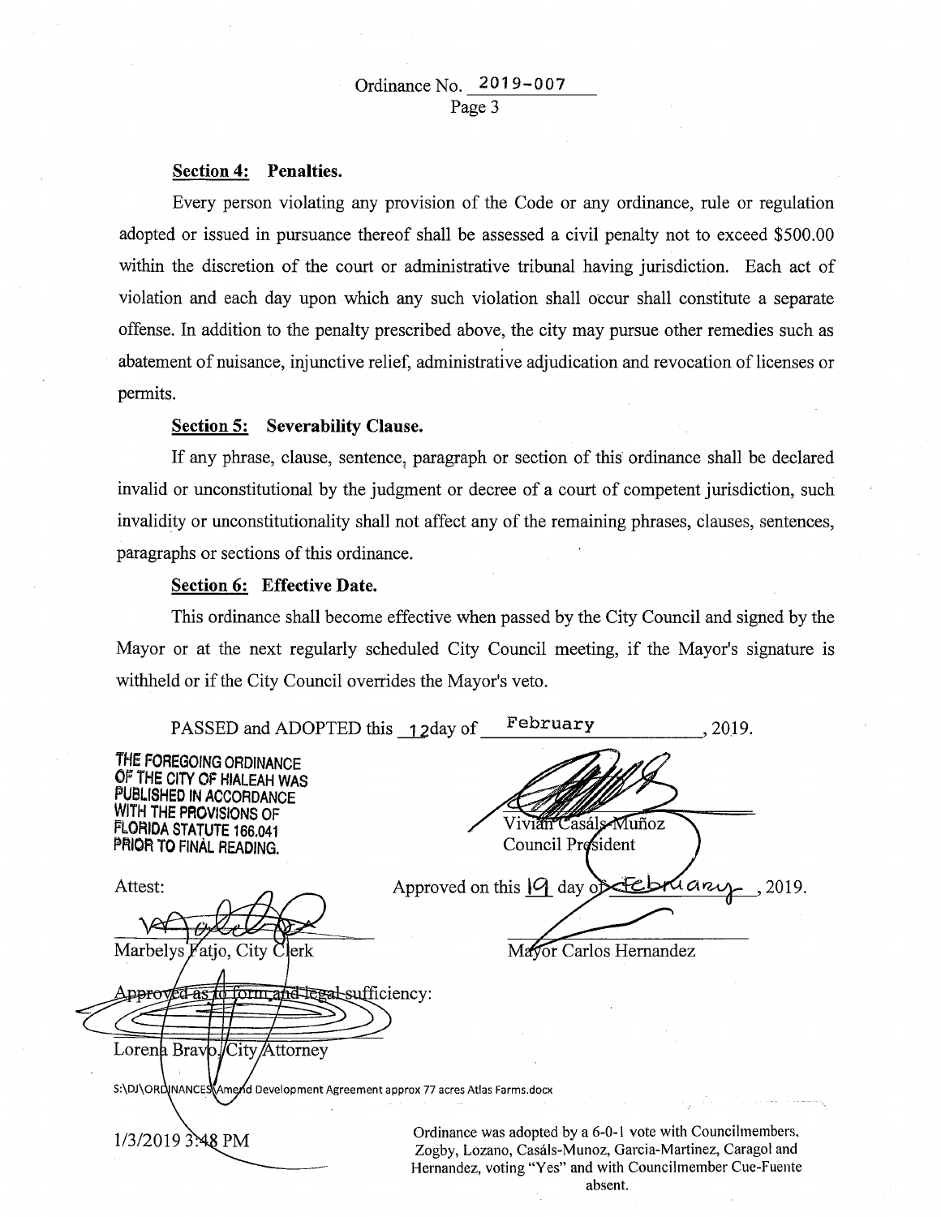Ordinance No. 2019-007

**Section 4: Penalties.**

Every person violating any provision of the Code or any ordinance, rule or regulation adopted or issued in pursuance thereof shall be assessed a civil penalty not to exceed $500.00 within the discretion of the court or administrative tribunal having jurisdiction. Each act of violation and each day upon which any such violation shall occur shall constitute a separate offense. In addition to the penalty prescribed above, the city may pursue other remedies such as abatement of nuisance, injunctive relief, administrative adjudication and revocation of licenses or permits.

**Section 5: Severability Clause.**

If any phrase, clause, sentence, paragraph or section of this ordinance shall be declared invalid or unconstitutional by the judgment or decree of a court of competent jurisdiction, such invalidity or unconstitutionality shall not affect any of the remaining phrases, clauses, sentences, paragraphs or sections of this ordinance.

**Section 6: Effective Date.**

This ordinance shall become effective when passed by the City Council and signed by the Mayor or at the next regularly scheduled City Council meeting, if the Mayor's signature is withheld or if the City Council overrides the Mayor's veto.

PASSED and ADOPTED this 12 day of February, 2019.

THE FOREGOING ORDINANCE OF THE CITY OF HIALEAH WAS PUBLISHED IN ACCORDANCE WITH THE PROVISIONS OF FLORIDA STATUTE 166.041 PRIOR TO FINAL READING.

Vivian Casáls-Muñoz
Council President

Attest:

Approved on this 19 day of February, 2019.

Marbelys Fatjo, City Clerk

Mayor Carlos Hernandez

Approved as to form and legal sufficiency:

Lorena Bravo, City Attorney

S:\DJ\ORDINANCES\Amend Development Agreement approx 77 acres Atlas Farms.docx

1/3/2019 3:48 PM

Ordinance was adopted by a 6-0-1 vote with Councilmembers, Zogby, Lozano, Casáls-Munoz, Garcia-Martinez, Caragol and Hernandez, voting "Yes" and with Councilmember Cue-Fuente absent.